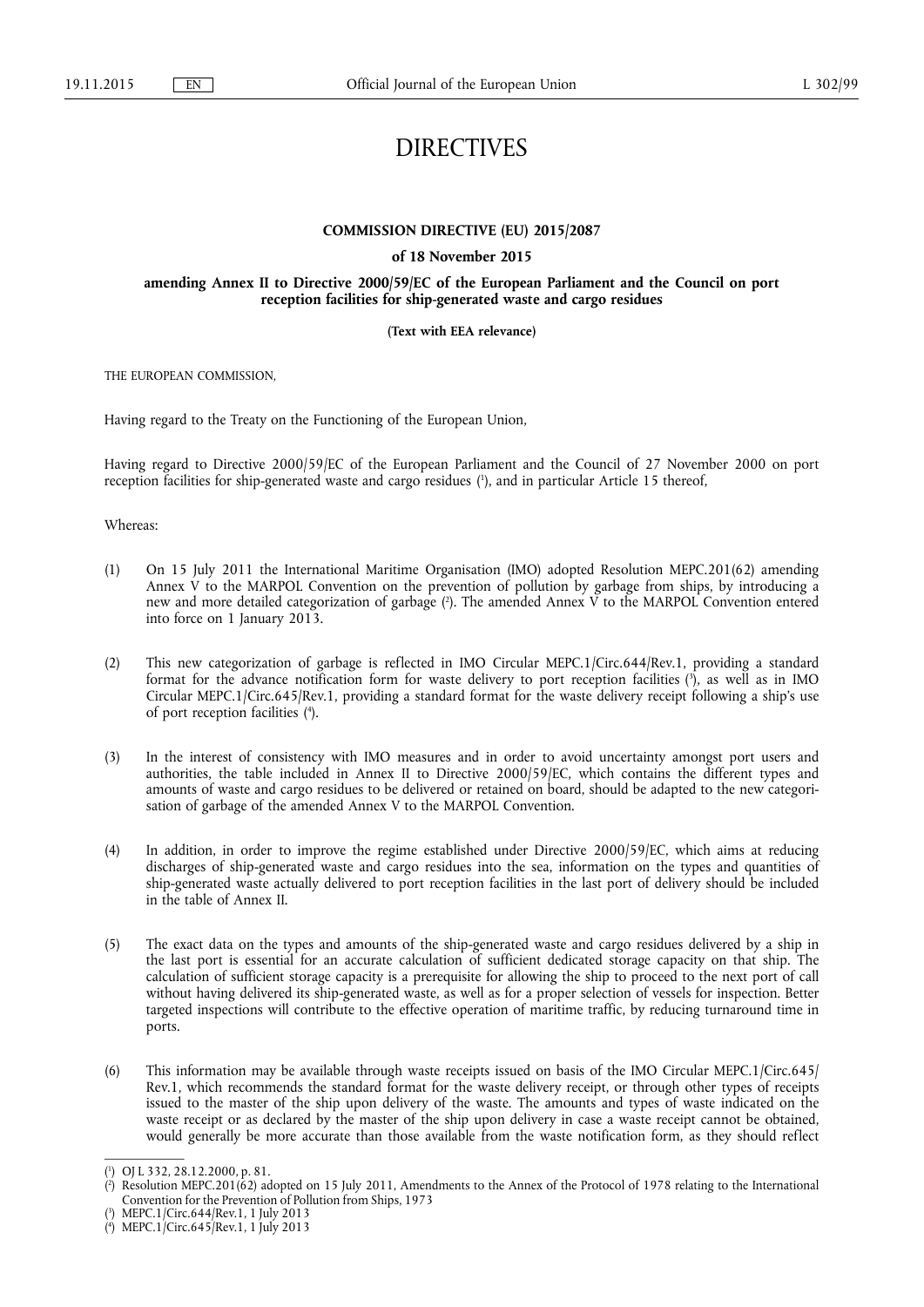# DIRECTIVES

**COMMISSION DIRECTIVE (EU) 2015/2087**

**of 18 November 2015**

**amending Annex II to Directive 2000/59/EC of the European Parliament and the Council on port reception facilities for ship-generated waste and cargo residues**

**(Text with EEA relevance)**

THE EUROPEAN COMMISSION,

Having regard to the Treaty on the Functioning of the European Union,

Having regard to Directive 2000/59/EC of the European Parliament and the Council of 27 November 2000 on port reception facilities for ship-generated waste and cargo residues ([1]), and in particular Article 15 thereof,

Whereas:

(1) On 15 July 2011 the International Maritime Organisation (IMO) adopted Resolution MEPC.201(62) amending Annex V to the MARPOL Convention on the prevention of pollution by garbage from ships, by introducing a new and more detailed categorization of garbage ([2]). The amended Annex V to the MARPOL Convention entered into force on 1 January 2013.

(2) This new categorization of garbage is reflected in IMO Circular MEPC.1/Circ.644/Rev.1, providing a standard format for the advance notification form for waste delivery to port reception facilities ([3]), as well as in IMO Circular MEPC.1/Circ.645/Rev.1, providing a standard format for the waste delivery receipt following a ship's use of port reception facilities ([4]).

(3) In the interest of consistency with IMO measures and in order to avoid uncertainty amongst port users and authorities, the table included in Annex II to Directive 2000/59/EC, which contains the different types and amounts of waste and cargo residues to be delivered or retained on board, should be adapted to the new categorisation of garbage of the amended Annex V to the MARPOL Convention.

(4) In addition, in order to improve the regime established under Directive 2000/59/EC, which aims at reducing discharges of ship-generated waste and cargo residues into the sea, information on the types and quantities of ship-generated waste actually delivered to port reception facilities in the last port of delivery should be included in the table of Annex II.

(5) The exact data on the types and amounts of the ship-generated waste and cargo residues delivered by a ship in the last port is essential for an accurate calculation of sufficient dedicated storage capacity on that ship. The calculation of sufficient storage capacity is a prerequisite for allowing the ship to proceed to the next port of call without having delivered its ship-generated waste, as well as for a proper selection of vessels for inspection. Better targeted inspections will contribute to the effective operation of maritime traffic, by reducing turnaround time in ports.

(6) This information may be available through waste receipts issued on basis of the IMO Circular MEPC.1/Circ.645/Rev.1, which recommends the standard format for the waste delivery receipt, or through other types of receipts issued to the master of the ship upon delivery of the waste. The amounts and types of waste indicated on the waste receipt or as declared by the master of the ship upon delivery in case a waste receipt cannot be obtained, would generally be more accurate than those available from the waste notification form, as they should reflect

---

([1]) OJ L 332, 28.12.2000, p. 81.

([2]) Resolution MEPC.201(62) adopted on 15 July 2011, Amendments to the Annex of the Protocol of 1978 relating to the International Convention for the Prevention of Pollution from Ships, 1973

([3]) MEPC.1/Circ.644/Rev.1, 1 July 2013

([4]) MEPC.1/Circ.645/Rev.1, 1 July 2013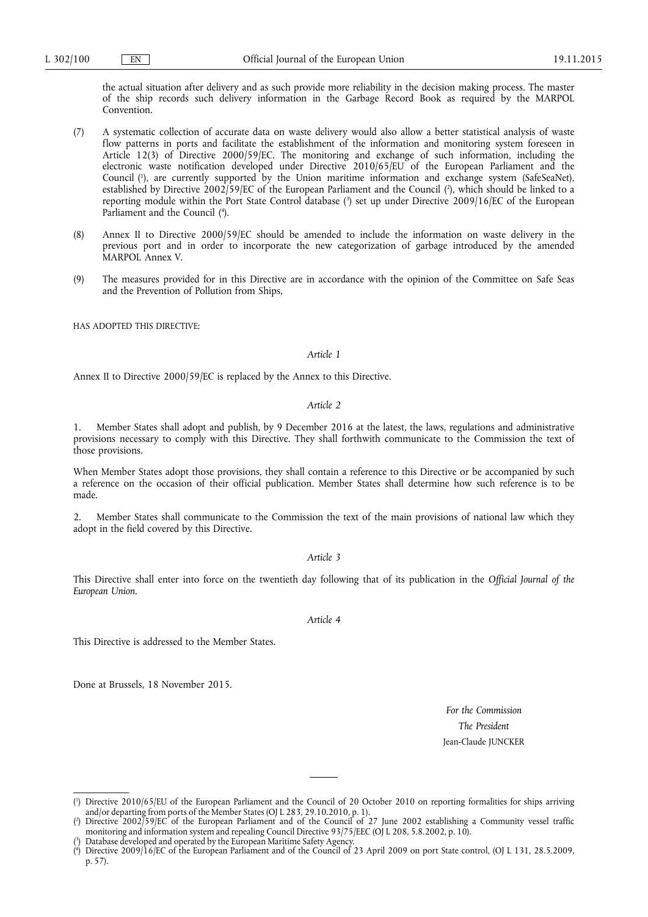the actual situation after delivery and as such provide more reliability in the decision making process. The master of the ship records such delivery information in the Garbage Record Book as required by the MARPOL Convention.

(7) A systematic collection of accurate data on waste delivery would also allow a better statistical analysis of waste flow patterns in ports and facilitate the establishment of the information and monitoring system foreseen in Article 12(3) of Directive 2000/59/EC. The monitoring and exchange of such information, including the electronic waste notification developed under Directive 2010/65/EU of the European Parliament and the Council [1], are currently supported by the Union maritime information and exchange system (SafeSeaNet), established by Directive 2002/59/EC of the European Parliament and the Council [2], which should be linked to a reporting module within the Port State Control database [3] set up under Directive 2009/16/EC of the European Parliament and the Council [4].

(8) Annex II to Directive 2000/59/EC should be amended to include the information on waste delivery in the previous port and in order to incorporate the new categorization of garbage introduced by the amended MARPOL Annex V.

(9) The measures provided for in this Directive are in accordance with the opinion of the Committee on Safe Seas and the Prevention of Pollution from Ships,

HAS ADOPTED THIS DIRECTIVE:

*Article 1*

Annex II to Directive 2000/59/EC is replaced by the Annex to this Directive.

*Article 2*

1. Member States shall adopt and publish, by 9 December 2016 at the latest, the laws, regulations and administrative provisions necessary to comply with this Directive. They shall forthwith communicate to the Commission the text of those provisions.

When Member States adopt those provisions, they shall contain a reference to this Directive or be accompanied by such a reference on the occasion of their official publication. Member States shall determine how such reference is to be made.

2. Member States shall communicate to the Commission the text of the main provisions of national law which they adopt in the field covered by this Directive.

*Article 3*

This Directive shall enter into force on the twentieth day following that of its publication in the *Official Journal of the European Union*.

*Article 4*

This Directive is addressed to the Member States.

Done at Brussels, 18 November 2015.

*For the Commission*

*The President*

Jean-Claude JUNCKER

---

[1] Directive 2010/65/EU of the European Parliament and the Council of 20 October 2010 on reporting formalities for ships arriving and/or departing from ports of the Member States (OJ L 283, 29.10.2010, p. 1).

[2] Directive 2002/59/EC of the European Parliament and of the Council of 27 June 2002 establishing a Community vessel traffic monitoring and information system and repealing Council Directive 93/75/EEC (OJ L 208, 5.8.2002, p. 10).

[3] Database developed and operated by the European Maritime Safety Agency.

[4] Directive 2009/16/EC of the European Parliament and of the Council of 23 April 2009 on port State control, (OJ L 131, 28.5.2009, p. 57).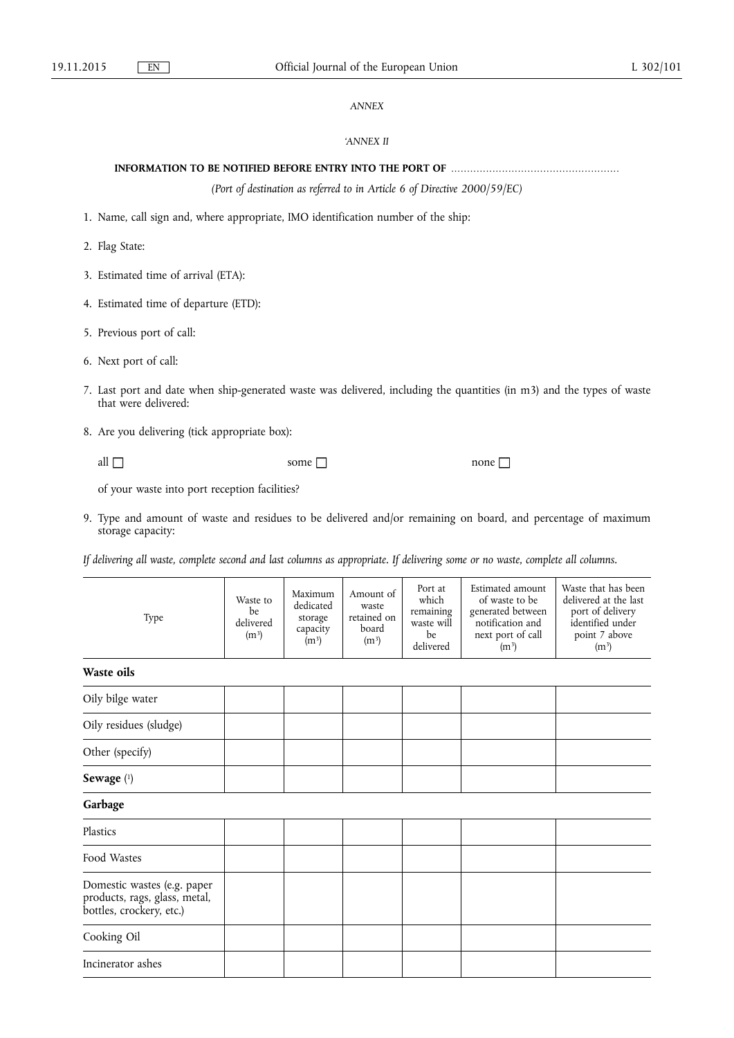*ANNEX*

*'ANNEX II*

**INFORMATION TO BE NOTIFIED BEFORE ENTRY INTO THE PORT OF** ....................................................

*(Port of destination as referred to in Article 6 of Directive 2000/59/EC)*

1. Name, call sign and, where appropriate, IMO identification number of the ship:

2. Flag State:

3. Estimated time of arrival (ETA):

4. Estimated time of departure (ETD):

5. Previous port of call:

6. Next port of call:

7. Last port and date when ship-generated waste was delivered, including the quantities (in m3) and the types of waste that were delivered:

8. Are you delivering (tick appropriate box):

   all ☐ some ☐ none ☐

   of your waste into port reception facilities?

9. Type and amount of waste and residues to be delivered and/or remaining on board, and percentage of maximum storage capacity:

*If delivering all waste, complete second and last columns as appropriate. If delivering some or no waste, complete all columns.*

| Type | Waste to be delivered ($m^3$) | Maximum dedicated storage capacity ($m^3$) | Amount of waste retained on board ($m^3$) | Port at which remaining waste will be delivered | Estimated amount of waste to be generated between notification and next port of call ($m^3$) | Waste that has been delivered at the last port of delivery identified under point 7 above ($m^3$) |
|---|---|---|---|---|---|---|
| **Waste oils** | | | | | | |
| Oily bilge water | | | | | | |
| Oily residues (sludge) | | | | | | |
| Other (specify) | | | | | | |
| **Sewage** [1] | | | | | | |
| **Garbage** | | | | | | |
| Plastics | | | | | | |
| Food Wastes | | | | | | |
| Domestic wastes (e.g. paper products, rags, glass, metal, bottles, crockery, etc.) | | | | | | |
| Cooking Oil | | | | | | |
| Incinerator ashes | | | | | | |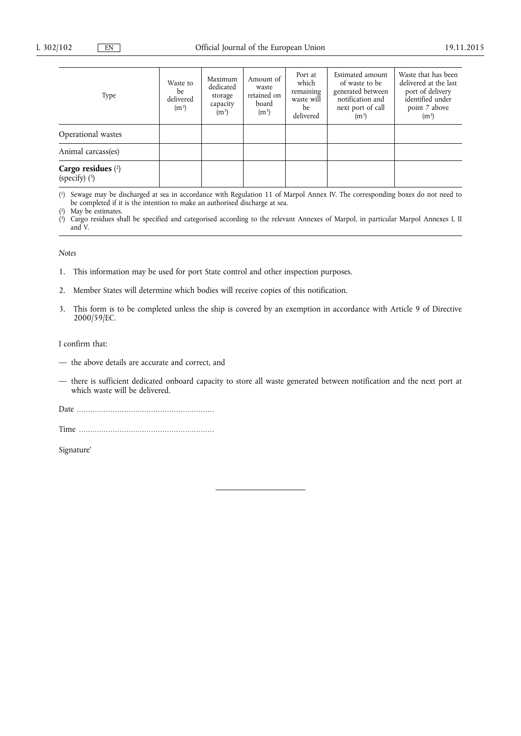| Type | Waste to be delivered (m³) | Maximum dedicated storage capacity (m³) | Amount of waste retained on board (m³) | Port at which remaining waste will be delivered | Estimated amount of waste to be generated between notification and next port of call (m³) | Waste that has been delivered at the last port of delivery identified under point 7 above (m³) |
|---|---|---|---|---|---|---|
| Operational wastes | | | | | | |
| Animal carcass(es) | | | | | | |
| **Cargo residues** (2) (specify) (3) | | | | | | |

(1) Sewage may be discharged at sea in accordance with Regulation 11 of Marpol Annex IV. The corresponding boxes do not need to be completed if it is the intention to make an authorised discharge at sea.

(2) May be estimates.

(3) Cargo residues shall be specified and categorised according to the relevant Annexes of Marpol, in particular Marpol Annexes I, II and V.

*Notes*

1. This information may be used for port State control and other inspection purposes.
2. Member States will determine which bodies will receive copies of this notification.
3. This form is to be completed unless the ship is covered by an exemption in accordance with Article 9 of Directive 2000/59/EC.

I confirm that:

— the above details are accurate and correct, and

— there is sufficient dedicated onboard capacity to store all waste generated between notification and the next port at which waste will be delivered.

Date ............................................................

Time ............................................................

Signature'